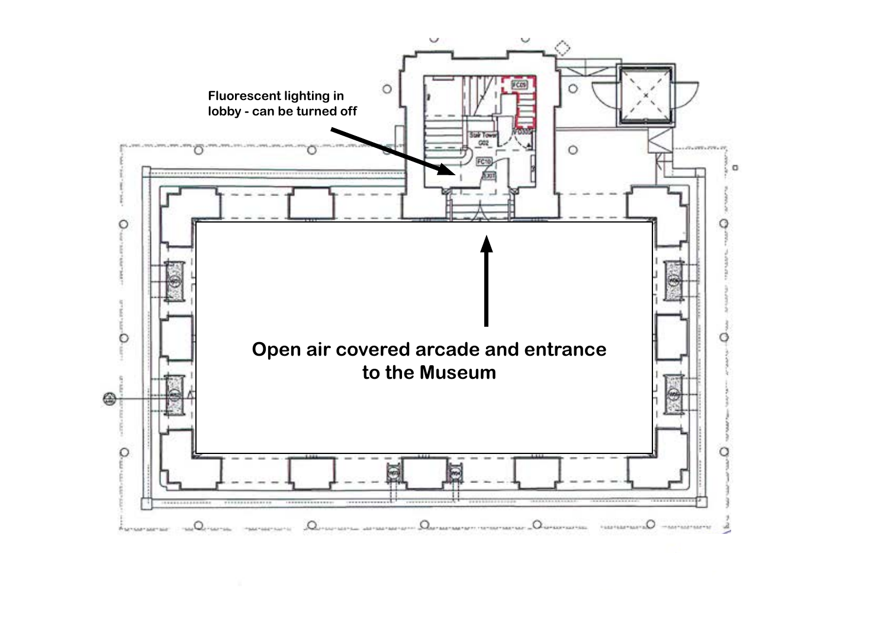Fluorescent lighting in lobby - can be turned off

Open air covered arcade and entrance to the Museum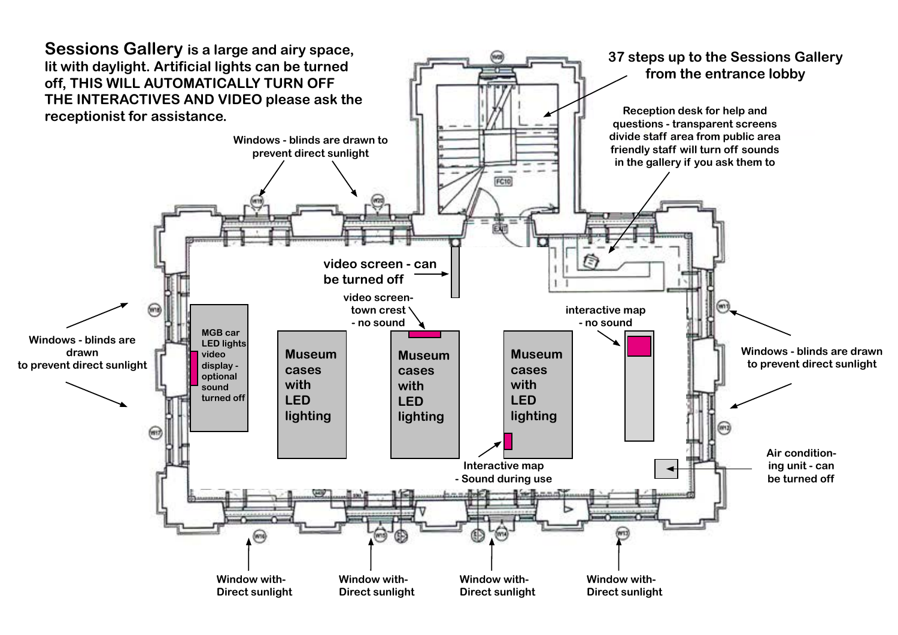**Sessions Gallery** is a large and airy space, lit with daylight. Artificial lights can be turned off, THIS WILL AUTOMATICALLY TURN OFF THE INTERACTIVES AND VIDEO please ask the receptionist for assistance.

37 steps up to the Sessions Gallery from the entrance lobby

Reception desk for help and questions - transparent screens divide staff area from public area friendly staff will turn off sounds in the gallery if you ask them to

Windows - blinds are drawn to prevent direct sunlight

video screen - can be turned off

video screen- town crest - no sound

interactive map - no sound

Windows - blinds are drawn to prevent direct sunlight

MGB car LED lights video display - optional sound turned off

Museum cases with LED lighting

Museum cases with LED lighting

Museum cases with LED lighting

Windows - blinds are drawn to prevent direct sunlight

Interactive map - Sound during use

Air conditioning unit - can be turned off

Window with- Direct sunlight

Window with- Direct sunlight

Window with- Direct sunlight

Window with- Direct sunlight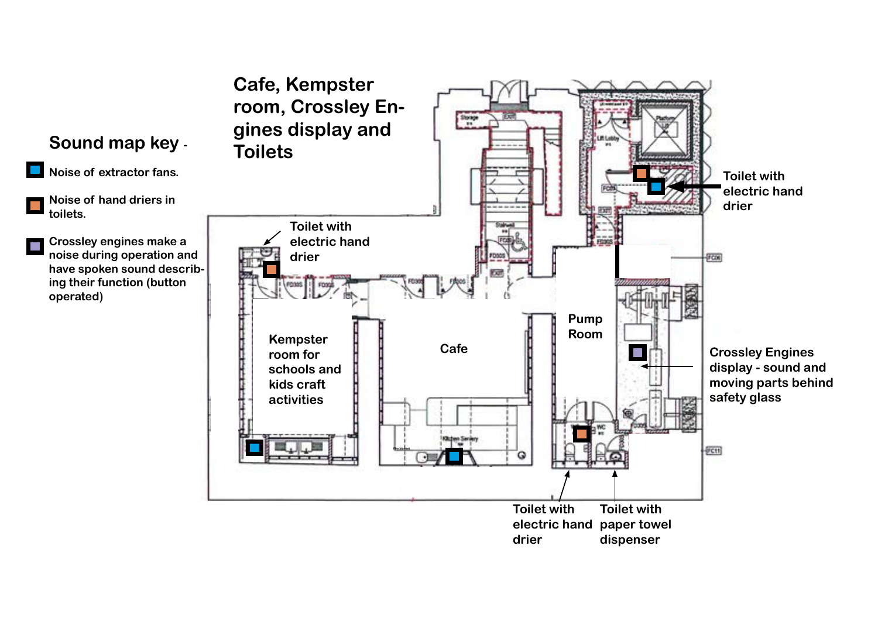# Cafe, Kempster room, Crossley Engines display and Toilets

## Sound map key -

- Noise of extractor fans.
- Noise of hand driers in toilets.
- Crossley engines make a noise during operation and have spoken sound describing their function (button operated)

Toilet with electric hand drier

Kempster room for schools and kids craft activities

Cafe

Pump Room

Toilet with electric hand drier

Crossley Engines display - sound and moving parts behind safety glass

Toilet with electric hand drier

Toilet with paper towel dispenser